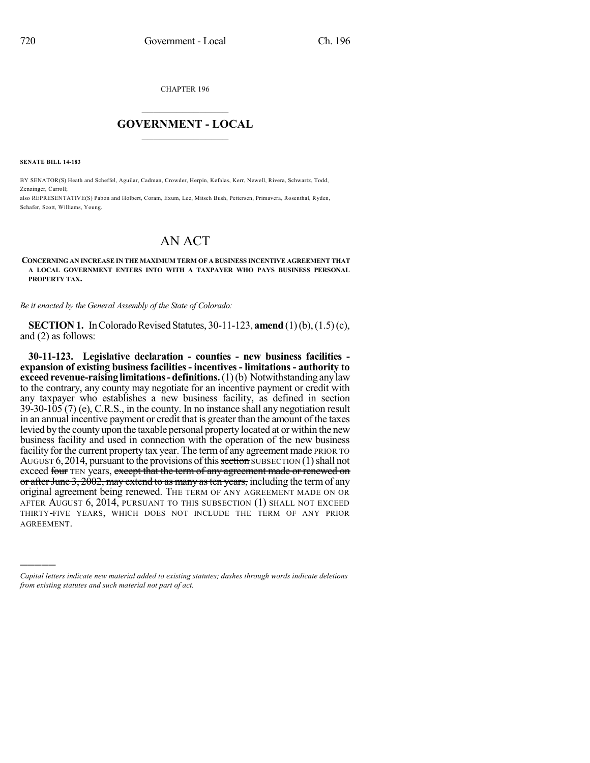CHAPTER 196

## GOVERNMENT - LOCAL

**SENATE BILL 14-183**

BY SENATOR(S) Heath and Scheffel, Aguilar, Cadman, Crowder, Herpin, Kefalas, Kerr, Newell, Rivera, Schwartz, Todd, Zenzinger, Carroll;
also REPRESENTATIVE(S) Pabon and Holbert, Coram, Exum, Lee, Mitsch Bush, Pettersen, Primavera, Rosenthal, Ryden, Schafer, Scott, Williams, Young.

# AN ACT

**CONCERNING AN INCREASE IN THE MAXIMUM TERM OF A BUSINESS INCENTIVE AGREEMENT THAT A LOCAL GOVERNMENT ENTERS INTO WITH A TAXPAYER WHO PAYS BUSINESS PERSONAL PROPERTY TAX.**

*Be it enacted by the General Assembly of the State of Colorado:*

**SECTION 1.** In Colorado Revised Statutes, 30-11-123, **amend** (1) (b), (1.5) (c), and (2) as follows:

**30-11-123. Legislative declaration - counties - new business facilities - expansion of existing business facilities - incentives - limitations - authority to exceed revenue-raising limitations - definitions.** (1) (b) Notwithstanding any law to the contrary, any county may negotiate for an incentive payment or credit with any taxpayer who establishes a new business facility, as defined in section 39-30-105 (7) (e), C.R.S., in the county. In no instance shall any negotiation result in an annual incentive payment or credit that is greater than the amount of the taxes levied by the county upon the taxable personal property located at or within the new business facility and used in connection with the operation of the new business facility for the current property tax year. The term of any agreement made PRIOR TO AUGUST 6, 2014, pursuant to the provisions of this ~~section~~ SUBSECTION (1) shall not exceed ~~four~~ TEN years, ~~except that the term of any agreement made or renewed on or after June 3, 2002, may extend to as many as ten years,~~ including the term of any original agreement being renewed. THE TERM OF ANY AGREEMENT MADE ON OR AFTER AUGUST 6, 2014, PURSUANT TO THIS SUBSECTION (1) SHALL NOT EXCEED THIRTY-FIVE YEARS, WHICH DOES NOT INCLUDE THE TERM OF ANY PRIOR AGREEMENT.

---

*Capital letters indicate new material added to existing statutes; dashes through words indicate deletions from existing statutes and such material not part of act.*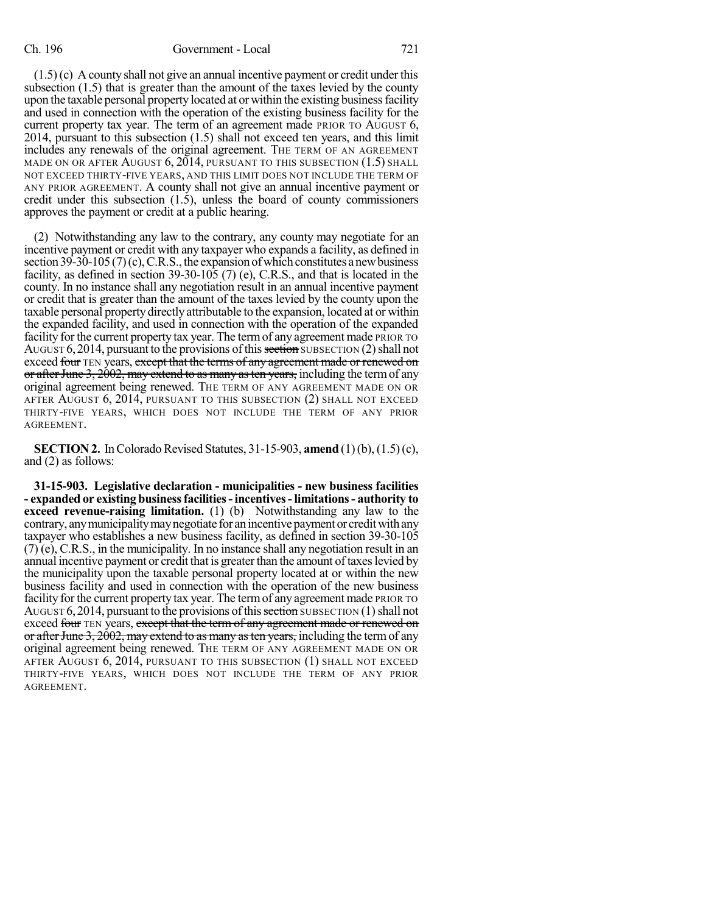(1.5) (c) A county shall not give an annual incentive payment or credit under this subsection (1.5) that is greater than the amount of the taxes levied by the county upon the taxable personal property located at or within the existing business facility and used in connection with the operation of the existing business facility for the current property tax year. The term of an agreement made PRIOR TO AUGUST 6, 2014, pursuant to this subsection (1.5) shall not exceed ten years, and this limit includes any renewals of the original agreement. THE TERM OF AN AGREEMENT MADE ON OR AFTER AUGUST 6, 2014, PURSUANT TO THIS SUBSECTION (1.5) SHALL NOT EXCEED THIRTY-FIVE YEARS, AND THIS LIMIT DOES NOT INCLUDE THE TERM OF ANY PRIOR AGREEMENT. A county shall not give an annual incentive payment or credit under this subsection (1.5), unless the board of county commissioners approves the payment or credit at a public hearing.

(2) Notwithstanding any law to the contrary, any county may negotiate for an incentive payment or credit with any taxpayer who expands a facility, as defined in section 39-30-105 (7) (c), C.R.S., the expansion of which constitutes a new business facility, as defined in section 39-30-105 (7) (e), C.R.S., and that is located in the county. In no instance shall any negotiation result in an annual incentive payment or credit that is greater than the amount of the taxes levied by the county upon the taxable personal property directly attributable to the expansion, located at or within the expanded facility, and used in connection with the operation of the expanded facility for the current property tax year. The term of any agreement made PRIOR TO AUGUST 6, 2014, pursuant to the provisions of this ~~section~~ SUBSECTION (2) shall not exceed ~~four~~ TEN years, ~~except that the terms of any agreement made or renewed on or after June 3, 2002, may extend to as many as ten years,~~ including the term of any original agreement being renewed. THE TERM OF ANY AGREEMENT MADE ON OR AFTER AUGUST 6, 2014, PURSUANT TO THIS SUBSECTION (2) SHALL NOT EXCEED THIRTY-FIVE YEARS, WHICH DOES NOT INCLUDE THE TERM OF ANY PRIOR AGREEMENT.

**SECTION 2.** In Colorado Revised Statutes, 31-15-903, **amend** (1) (b), (1.5) (c), and (2) as follows:

**31-15-903. Legislative declaration - municipalities - new business facilities - expanded or existing business facilities - incentives - limitations - authority to exceed revenue-raising limitation.** (1) (b) Notwithstanding any law to the contrary, any municipality may negotiate for an incentive payment or credit with any taxpayer who establishes a new business facility, as defined in section 39-30-105 (7) (e), C.R.S., in the municipality. In no instance shall any negotiation result in an annual incentive payment or credit that is greater than the amount of taxes levied by the municipality upon the taxable personal property located at or within the new business facility and used in connection with the operation of the new business facility for the current property tax year. The term of any agreement made PRIOR TO AUGUST 6, 2014, pursuant to the provisions of this ~~section~~ SUBSECTION (1) shall not exceed ~~four~~ TEN years, ~~except that the term of any agreement made or renewed on or after June 3, 2002, may extend to as many as ten years,~~ including the term of any original agreement being renewed. THE TERM OF ANY AGREEMENT MADE ON OR AFTER AUGUST 6, 2014, PURSUANT TO THIS SUBSECTION (1) SHALL NOT EXCEED THIRTY-FIVE YEARS, WHICH DOES NOT INCLUDE THE TERM OF ANY PRIOR AGREEMENT.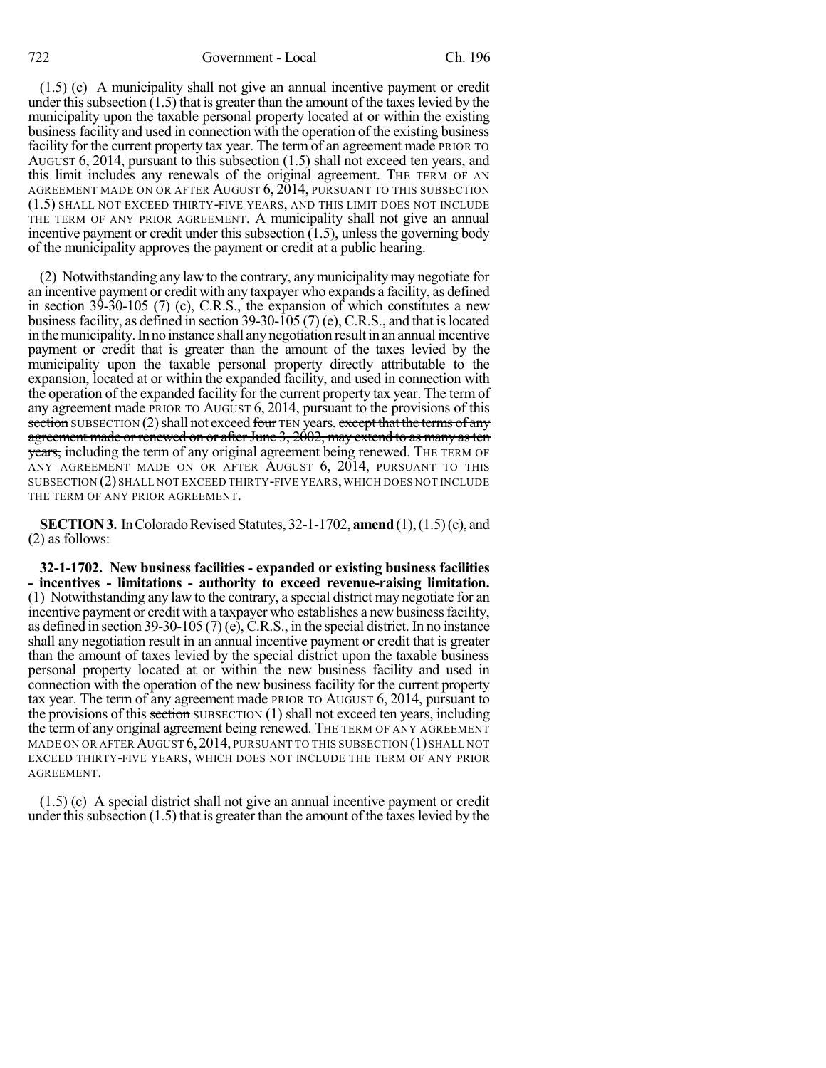(1.5) (c) A municipality shall not give an annual incentive payment or credit under this subsection (1.5) that is greater than the amount of the taxes levied by the municipality upon the taxable personal property located at or within the existing business facility and used in connection with the operation of the existing business facility for the current property tax year. The term of an agreement made PRIOR TO AUGUST 6, 2014, pursuant to this subsection (1.5) shall not exceed ten years, and this limit includes any renewals of the original agreement. THE TERM OF AN AGREEMENT MADE ON OR AFTER AUGUST 6, 2014, PURSUANT TO THIS SUBSECTION (1.5) SHALL NOT EXCEED THIRTY-FIVE YEARS, AND THIS LIMIT DOES NOT INCLUDE THE TERM OF ANY PRIOR AGREEMENT. A municipality shall not give an annual incentive payment or credit under this subsection (1.5), unless the governing body of the municipality approves the payment or credit at a public hearing.

(2) Notwithstanding any law to the contrary, any municipality may negotiate for an incentive payment or credit with any taxpayer who expands a facility, as defined in section 39-30-105 (7) (c), C.R.S., the expansion of which constitutes a new business facility, as defined in section 39-30-105 (7) (e), C.R.S., and that is located in the municipality. In no instance shall any negotiation result in an annual incentive payment or credit that is greater than the amount of the taxes levied by the municipality upon the taxable personal property directly attributable to the expansion, located at or within the expanded facility, and used in connection with the operation of the expanded facility for the current property tax year. The term of any agreement made PRIOR TO AUGUST 6, 2014, pursuant to the provisions of this ~~section~~ SUBSECTION (2) shall not exceed ~~four~~ TEN years, ~~except that the terms of any agreement made or renewed on or after June 3, 2002, may extend to as many as ten years,~~ including the term of any original agreement being renewed. THE TERM OF ANY AGREEMENT MADE ON OR AFTER AUGUST 6, 2014, PURSUANT TO THIS SUBSECTION (2) SHALL NOT EXCEED THIRTY-FIVE YEARS, WHICH DOES NOT INCLUDE THE TERM OF ANY PRIOR AGREEMENT.

**SECTION 3.** In Colorado Revised Statutes, 32-1-1702, **amend** (1), (1.5) (c), and (2) as follows:

**32-1-1702. New business facilities - expanded or existing business facilities - incentives - limitations - authority to exceed revenue-raising limitation.** (1) Notwithstanding any law to the contrary, a special district may negotiate for an incentive payment or credit with a taxpayer who establishes a new business facility, as defined in section 39-30-105 (7) (e), C.R.S., in the special district. In no instance shall any negotiation result in an annual incentive payment or credit that is greater than the amount of taxes levied by the special district upon the taxable business personal property located at or within the new business facility and used in connection with the operation of the new business facility for the current property tax year. The term of any agreement made PRIOR TO AUGUST 6, 2014, pursuant to the provisions of this ~~section~~ SUBSECTION (1) shall not exceed ten years, including the term of any original agreement being renewed. THE TERM OF ANY AGREEMENT MADE ON OR AFTER AUGUST 6, 2014, PURSUANT TO THIS SUBSECTION (1) SHALL NOT EXCEED THIRTY-FIVE YEARS, WHICH DOES NOT INCLUDE THE TERM OF ANY PRIOR AGREEMENT.

(1.5) (c) A special district shall not give an annual incentive payment or credit under this subsection (1.5) that is greater than the amount of the taxes levied by the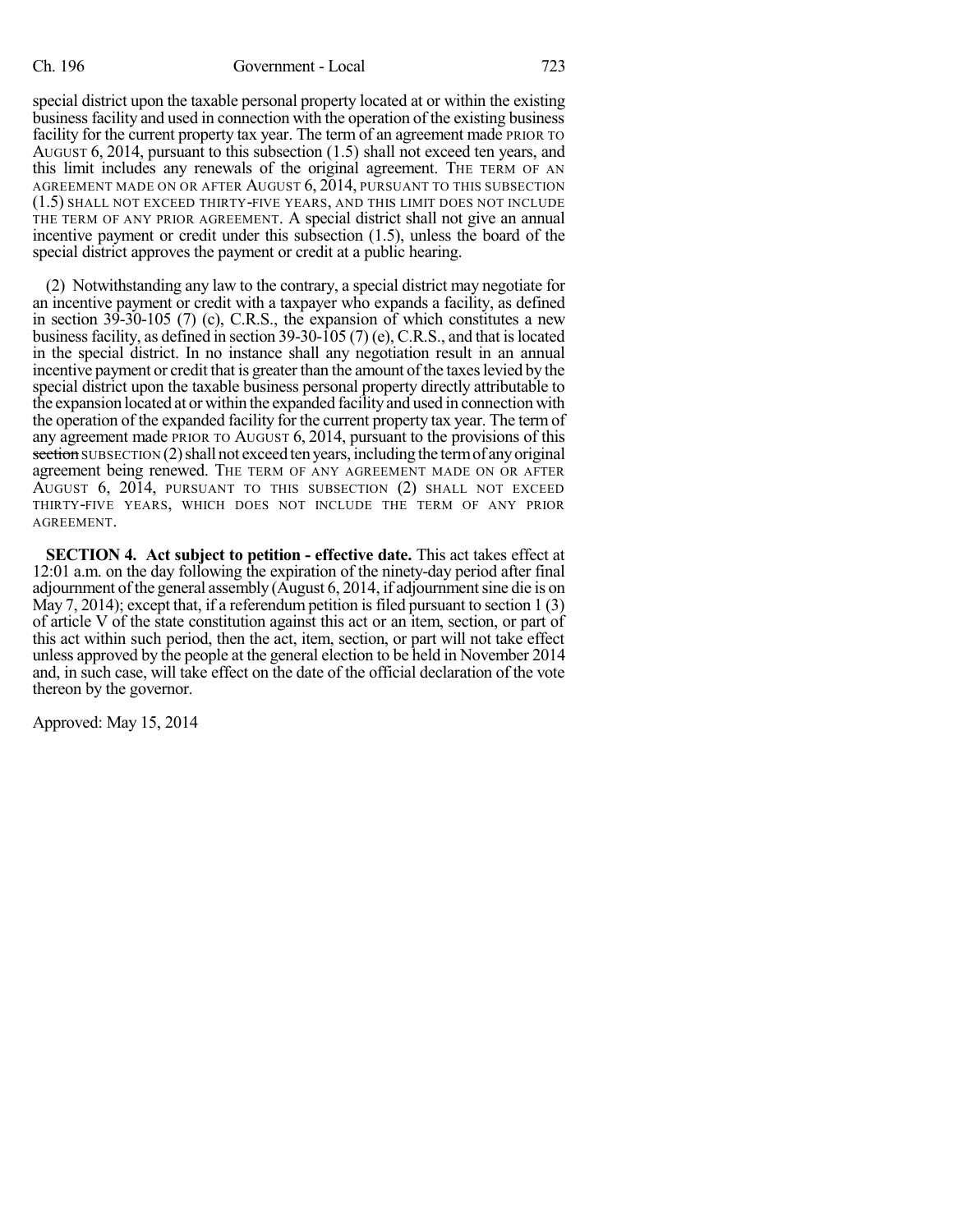special district upon the taxable personal property located at or within the existing business facility and used in connection with the operation of the existing business facility for the current property tax year. The term of an agreement made PRIOR TO AUGUST 6, 2014, pursuant to this subsection (1.5) shall not exceed ten years, and this limit includes any renewals of the original agreement. THE TERM OF AN AGREEMENT MADE ON OR AFTER AUGUST 6, 2014, PURSUANT TO THIS SUBSECTION (1.5) SHALL NOT EXCEED THIRTY-FIVE YEARS, AND THIS LIMIT DOES NOT INCLUDE THE TERM OF ANY PRIOR AGREEMENT. A special district shall not give an annual incentive payment or credit under this subsection (1.5), unless the board of the special district approves the payment or credit at a public hearing.

(2) Notwithstanding any law to the contrary, a special district may negotiate for an incentive payment or credit with a taxpayer who expands a facility, as defined in section 39-30-105 (7) (c), C.R.S., the expansion of which constitutes a new business facility, as defined in section 39-30-105 (7) (e), C.R.S., and that is located in the special district. In no instance shall any negotiation result in an annual incentive payment or credit that is greater than the amount of the taxes levied by the special district upon the taxable business personal property directly attributable to the expansion located at or within the expanded facility and used in connection with the operation of the expanded facility for the current property tax year. The term of any agreement made PRIOR TO AUGUST 6, 2014, pursuant to the provisions of this ~~section~~ SUBSECTION (2) shall not exceed ten years, including the term of any original agreement being renewed. THE TERM OF ANY AGREEMENT MADE ON OR AFTER AUGUST 6, 2014, PURSUANT TO THIS SUBSECTION (2) SHALL NOT EXCEED THIRTY-FIVE YEARS, WHICH DOES NOT INCLUDE THE TERM OF ANY PRIOR AGREEMENT.

**SECTION 4. Act subject to petition - effective date.** This act takes effect at 12:01 a.m. on the day following the expiration of the ninety-day period after final adjournment of the general assembly (August 6, 2014, if adjournment sine die is on May 7, 2014); except that, if a referendum petition is filed pursuant to section 1 (3) of article V of the state constitution against this act or an item, section, or part of this act within such period, then the act, item, section, or part will not take effect unless approved by the people at the general election to be held in November 2014 and, in such case, will take effect on the date of the official declaration of the vote thereon by the governor.

Approved: May 15, 2014